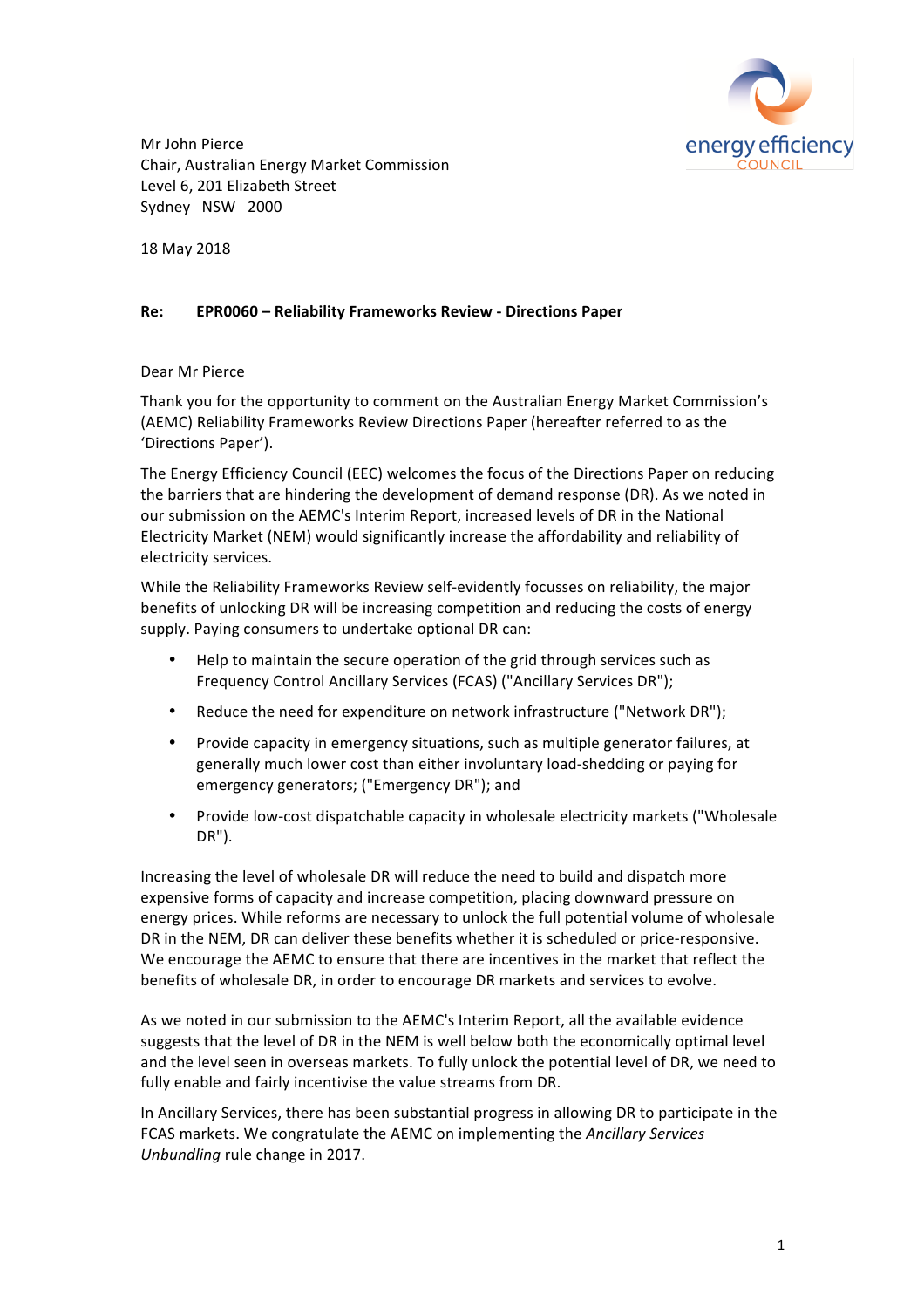Mr John Pierce
Chair, Australian Energy Market Commission
Level 6, 201 Elizabeth Street
Sydney NSW 2000

18 May 2018

**Re: EPR0060 – Reliability Frameworks Review - Directions Paper**

Dear Mr Pierce

Thank you for the opportunity to comment on the Australian Energy Market Commission's (AEMC) Reliability Frameworks Review Directions Paper (hereafter referred to as the 'Directions Paper').

The Energy Efficiency Council (EEC) welcomes the focus of the Directions Paper on reducing the barriers that are hindering the development of demand response (DR). As we noted in our submission on the AEMC's Interim Report, increased levels of DR in the National Electricity Market (NEM) would significantly increase the affordability and reliability of electricity services.

While the Reliability Frameworks Review self-evidently focusses on reliability, the major benefits of unlocking DR will be increasing competition and reducing the costs of energy supply. Paying consumers to undertake optional DR can:

- Help to maintain the secure operation of the grid through services such as Frequency Control Ancillary Services (FCAS) ("Ancillary Services DR");
- Reduce the need for expenditure on network infrastructure ("Network DR");
- Provide capacity in emergency situations, such as multiple generator failures, at generally much lower cost than either involuntary load-shedding or paying for emergency generators; ("Emergency DR"); and
- Provide low-cost dispatchable capacity in wholesale electricity markets ("Wholesale DR").

Increasing the level of wholesale DR will reduce the need to build and dispatch more expensive forms of capacity and increase competition, placing downward pressure on energy prices. While reforms are necessary to unlock the full potential volume of wholesale DR in the NEM, DR can deliver these benefits whether it is scheduled or price-responsive. We encourage the AEMC to ensure that there are incentives in the market that reflect the benefits of wholesale DR, in order to encourage DR markets and services to evolve.

As we noted in our submission to the AEMC's Interim Report, all the available evidence suggests that the level of DR in the NEM is well below both the economically optimal level and the level seen in overseas markets. To fully unlock the potential level of DR, we need to fully enable and fairly incentivise the value streams from DR.

In Ancillary Services, there has been substantial progress in allowing DR to participate in the FCAS markets. We congratulate the AEMC on implementing the *Ancillary Services Unbundling* rule change in 2017.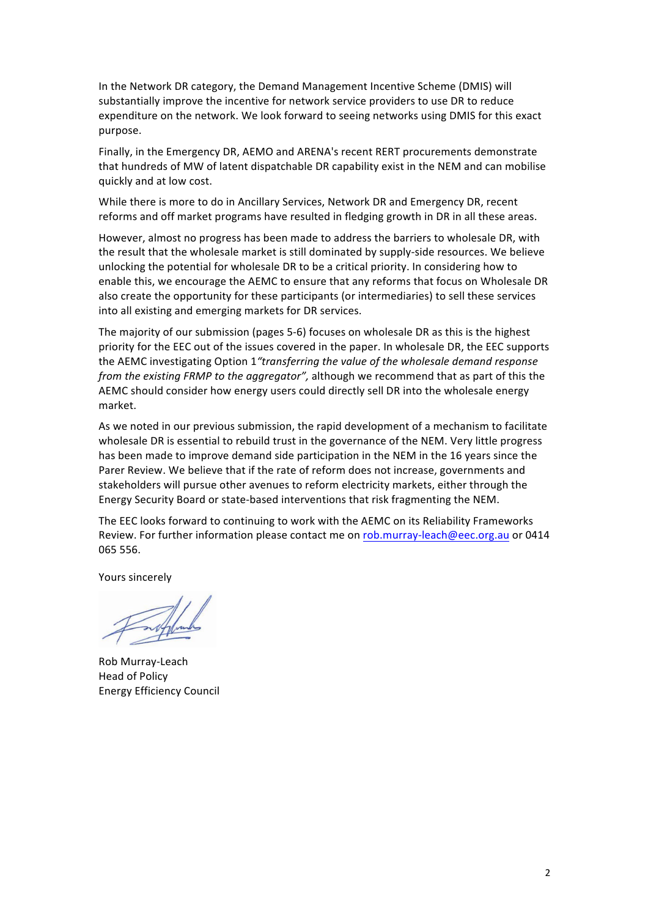In the Network DR category, the Demand Management Incentive Scheme (DMIS) will substantially improve the incentive for network service providers to use DR to reduce expenditure on the network. We look forward to seeing networks using DMIS for this exact purpose.

Finally, in the Emergency DR, AEMO and ARENA's recent RERT procurements demonstrate that hundreds of MW of latent dispatchable DR capability exist in the NEM and can mobilise quickly and at low cost.

While there is more to do in Ancillary Services, Network DR and Emergency DR, recent reforms and off market programs have resulted in fledging growth in DR in all these areas.

However, almost no progress has been made to address the barriers to wholesale DR, with the result that the wholesale market is still dominated by supply-side resources. We believe unlocking the potential for wholesale DR to be a critical priority. In considering how to enable this, we encourage the AEMC to ensure that any reforms that focus on Wholesale DR also create the opportunity for these participants (or intermediaries) to sell these services into all existing and emerging markets for DR services.

The majority of our submission (pages 5-6) focuses on wholesale DR as this is the highest priority for the EEC out of the issues covered in the paper. In wholesale DR, the EEC supports the AEMC investigating Option 1 *"transferring the value of the wholesale demand response from the existing FRMP to the aggregator",* although we recommend that as part of this the AEMC should consider how energy users could directly sell DR into the wholesale energy market.

As we noted in our previous submission, the rapid development of a mechanism to facilitate wholesale DR is essential to rebuild trust in the governance of the NEM. Very little progress has been made to improve demand side participation in the NEM in the 16 years since the Parer Review. We believe that if the rate of reform does not increase, governments and stakeholders will pursue other avenues to reform electricity markets, either through the Energy Security Board or state-based interventions that risk fragmenting the NEM.

The EEC looks forward to continuing to work with the AEMC on its Reliability Frameworks Review. For further information please contact me on rob.murray-leach@eec.org.au or 0414 065 556.

Yours sincerely

Rob Murray-Leach
Head of Policy
Energy Efficiency Council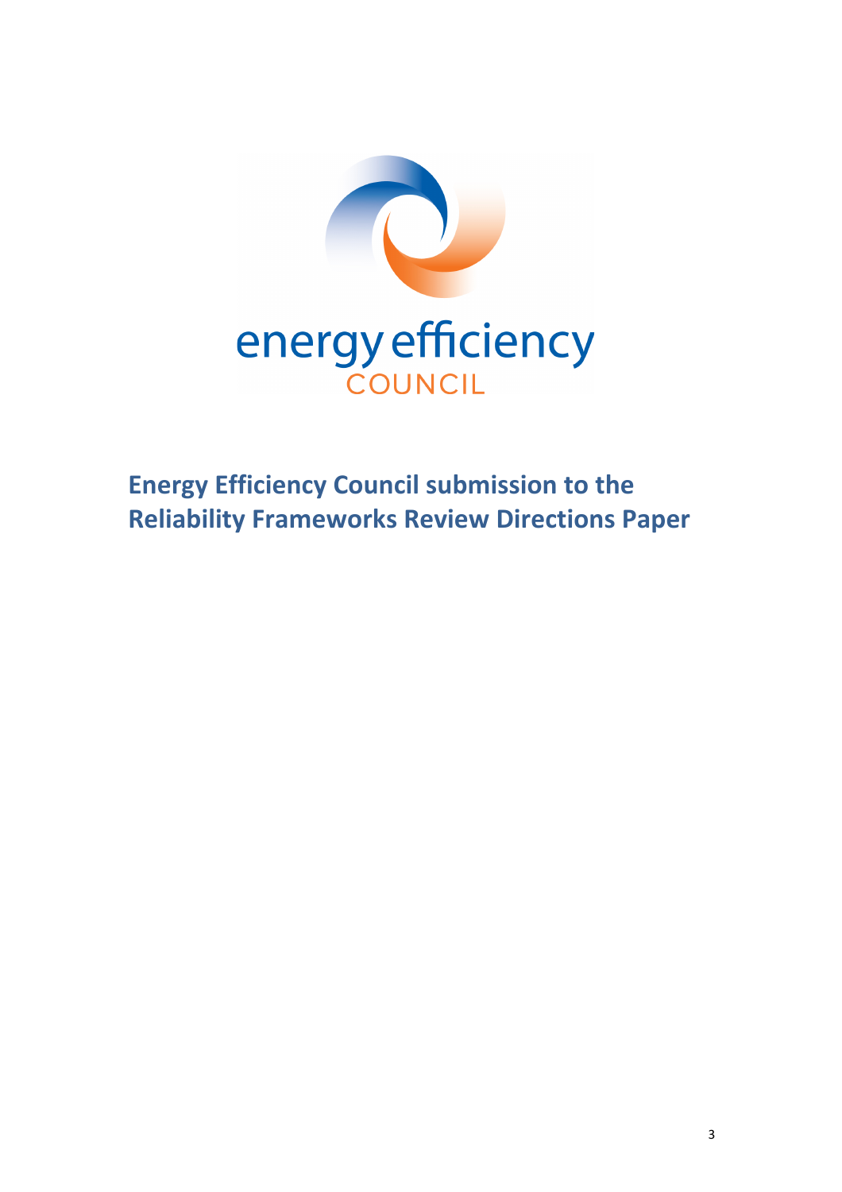energy efficiency
COUNCIL

# Energy Efficiency Council submission to the Reliability Frameworks Review Directions Paper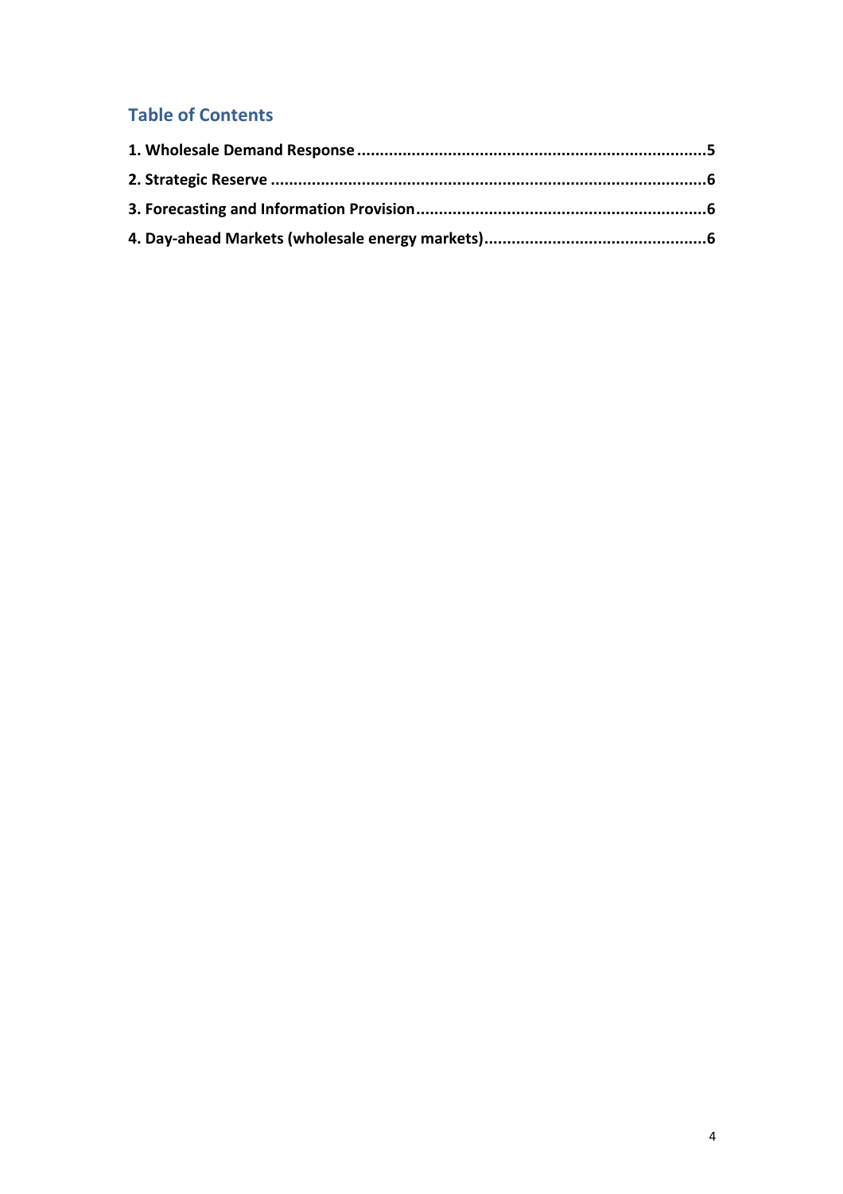## Table of Contents

**1. Wholesale Demand Response ............................................................................5**

**2. Strategic Reserve ..............................................................................................6**

**3. Forecasting and Information Provision ...............................................................6**

**4. Day-ahead Markets (wholesale energy markets) ................................................6**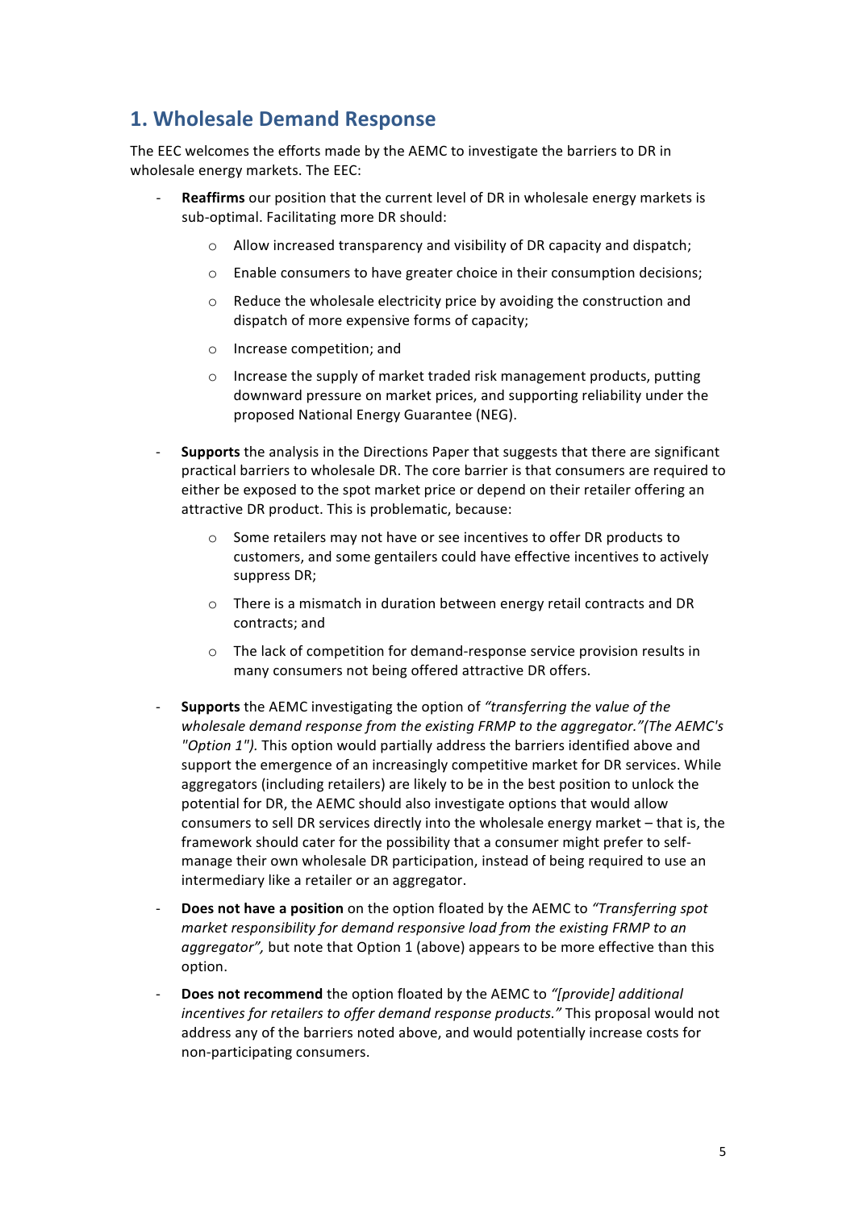## 1. Wholesale Demand Response

The EEC welcomes the efforts made by the AEMC to investigate the barriers to DR in wholesale energy markets. The EEC:

- **Reaffirms** our position that the current level of DR in wholesale energy markets is sub-optimal. Facilitating more DR should:
    - Allow increased transparency and visibility of DR capacity and dispatch;
    - Enable consumers to have greater choice in their consumption decisions;
    - Reduce the wholesale electricity price by avoiding the construction and dispatch of more expensive forms of capacity;
    - Increase competition; and
    - Increase the supply of market traded risk management products, putting downward pressure on market prices, and supporting reliability under the proposed National Energy Guarantee (NEG).
- **Supports** the analysis in the Directions Paper that suggests that there are significant practical barriers to wholesale DR. The core barrier is that consumers are required to either be exposed to the spot market price or depend on their retailer offering an attractive DR product. This is problematic, because:
    - Some retailers may not have or see incentives to offer DR products to customers, and some gentailers could have effective incentives to actively suppress DR;
    - There is a mismatch in duration between energy retail contracts and DR contracts; and
    - The lack of competition for demand-response service provision results in many consumers not being offered attractive DR offers.
- **Supports** the AEMC investigating the option of *"transferring the value of the wholesale demand response from the existing FRMP to the aggregator."(The AEMC's "Option 1").* This option would partially address the barriers identified above and support the emergence of an increasingly competitive market for DR services. While aggregators (including retailers) are likely to be in the best position to unlock the potential for DR, the AEMC should also investigate options that would allow consumers to sell DR services directly into the wholesale energy market – that is, the framework should cater for the possibility that a consumer might prefer to self-manage their own wholesale DR participation, instead of being required to use an intermediary like a retailer or an aggregator.
- **Does not have a position** on the option floated by the AEMC to *"Transferring spot market responsibility for demand responsive load from the existing FRMP to an aggregator",* but note that Option 1 (above) appears to be more effective than this option.
- **Does not recommend** the option floated by the AEMC to *"[provide] additional incentives for retailers to offer demand response products."* This proposal would not address any of the barriers noted above, and would potentially increase costs for non-participating consumers.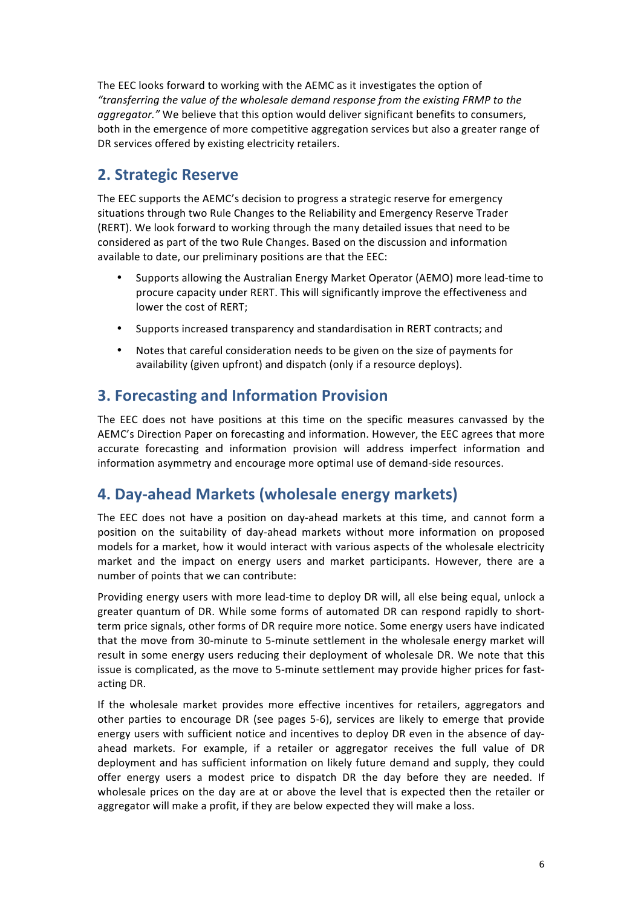The EEC looks forward to working with the AEMC as it investigates the option of *"transferring the value of the wholesale demand response from the existing FRMP to the aggregator."* We believe that this option would deliver significant benefits to consumers, both in the emergence of more competitive aggregation services but also a greater range of DR services offered by existing electricity retailers.

## 2. Strategic Reserve

The EEC supports the AEMC's decision to progress a strategic reserve for emergency situations through two Rule Changes to the Reliability and Emergency Reserve Trader (RERT). We look forward to working through the many detailed issues that need to be considered as part of the two Rule Changes. Based on the discussion and information available to date, our preliminary positions are that the EEC:

- Supports allowing the Australian Energy Market Operator (AEMO) more lead-time to procure capacity under RERT. This will significantly improve the effectiveness and lower the cost of RERT;
- Supports increased transparency and standardisation in RERT contracts; and
- Notes that careful consideration needs to be given on the size of payments for availability (given upfront) and dispatch (only if a resource deploys).

## 3. Forecasting and Information Provision

The EEC does not have positions at this time on the specific measures canvassed by the AEMC's Direction Paper on forecasting and information. However, the EEC agrees that more accurate forecasting and information provision will address imperfect information and information asymmetry and encourage more optimal use of demand-side resources.

## 4. Day-ahead Markets (wholesale energy markets)

The EEC does not have a position on day-ahead markets at this time, and cannot form a position on the suitability of day-ahead markets without more information on proposed models for a market, how it would interact with various aspects of the wholesale electricity market and the impact on energy users and market participants. However, there are a number of points that we can contribute:

Providing energy users with more lead-time to deploy DR will, all else being equal, unlock a greater quantum of DR. While some forms of automated DR can respond rapidly to short-term price signals, other forms of DR require more notice. Some energy users have indicated that the move from 30-minute to 5-minute settlement in the wholesale energy market will result in some energy users reducing their deployment of wholesale DR. We note that this issue is complicated, as the move to 5-minute settlement may provide higher prices for fast-acting DR.

If the wholesale market provides more effective incentives for retailers, aggregators and other parties to encourage DR (see pages 5-6), services are likely to emerge that provide energy users with sufficient notice and incentives to deploy DR even in the absence of day-ahead markets. For example, if a retailer or aggregator receives the full value of DR deployment and has sufficient information on likely future demand and supply, they could offer energy users a modest price to dispatch DR the day before they are needed. If wholesale prices on the day are at or above the level that is expected then the retailer or aggregator will make a profit, if they are below expected they will make a loss.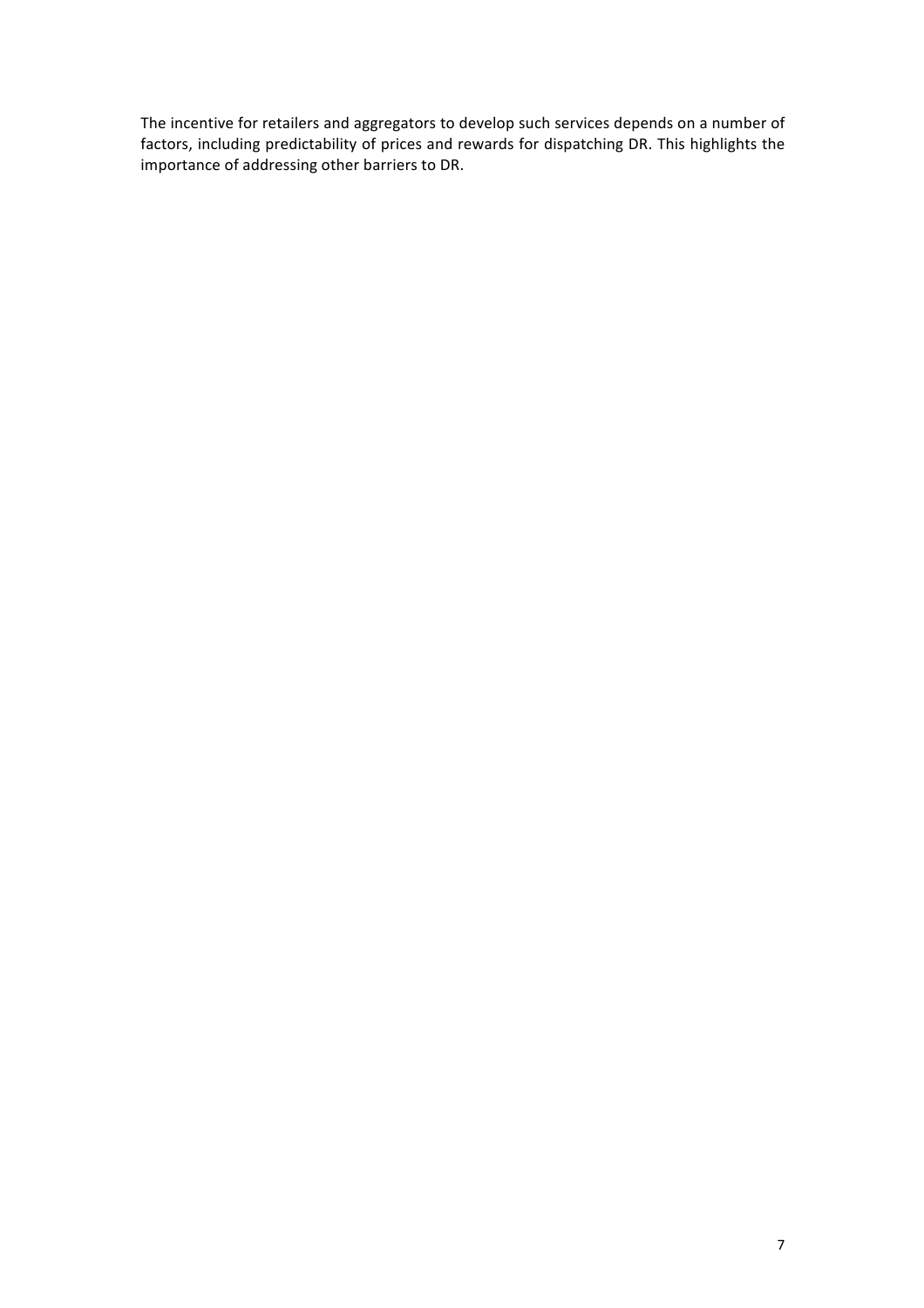The incentive for retailers and aggregators to develop such services depends on a number of factors, including predictability of prices and rewards for dispatching DR. This highlights the importance of addressing other barriers to DR.